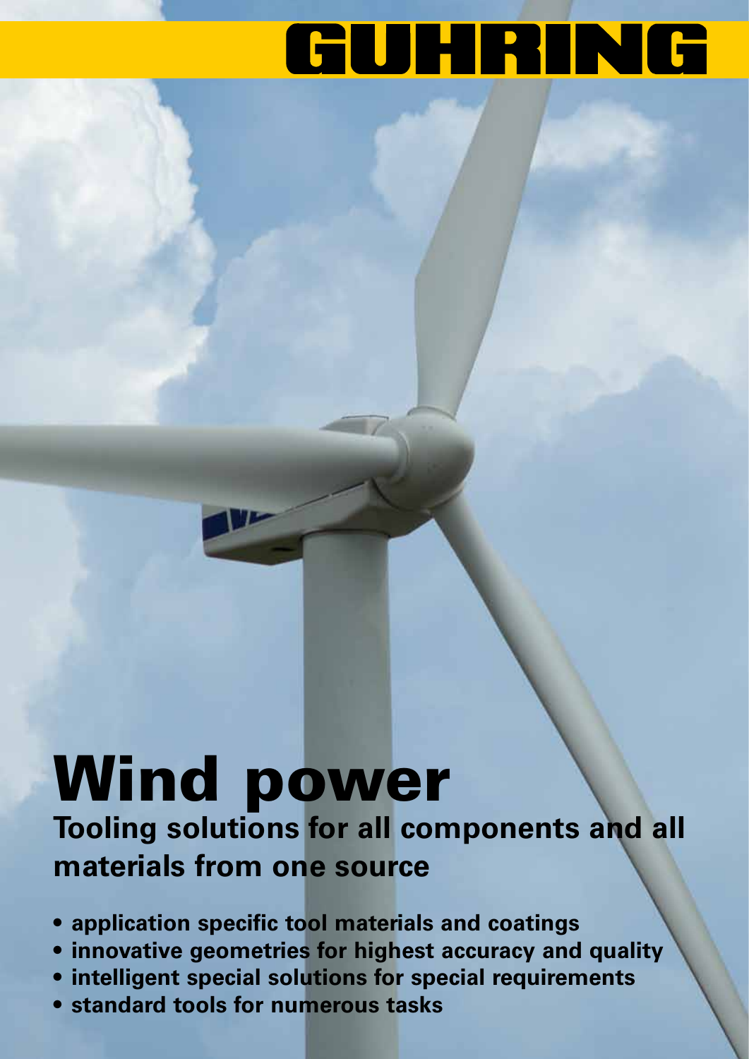GUHRING

# Wind power

## Tooling solutions for all components and all materials from one source

- **application specific tool materials and coatings**
- **innovative geometries for highest accuracy and quality**
- **intelligent special solutions for special requirements**
- **standard tools for numerous tasks**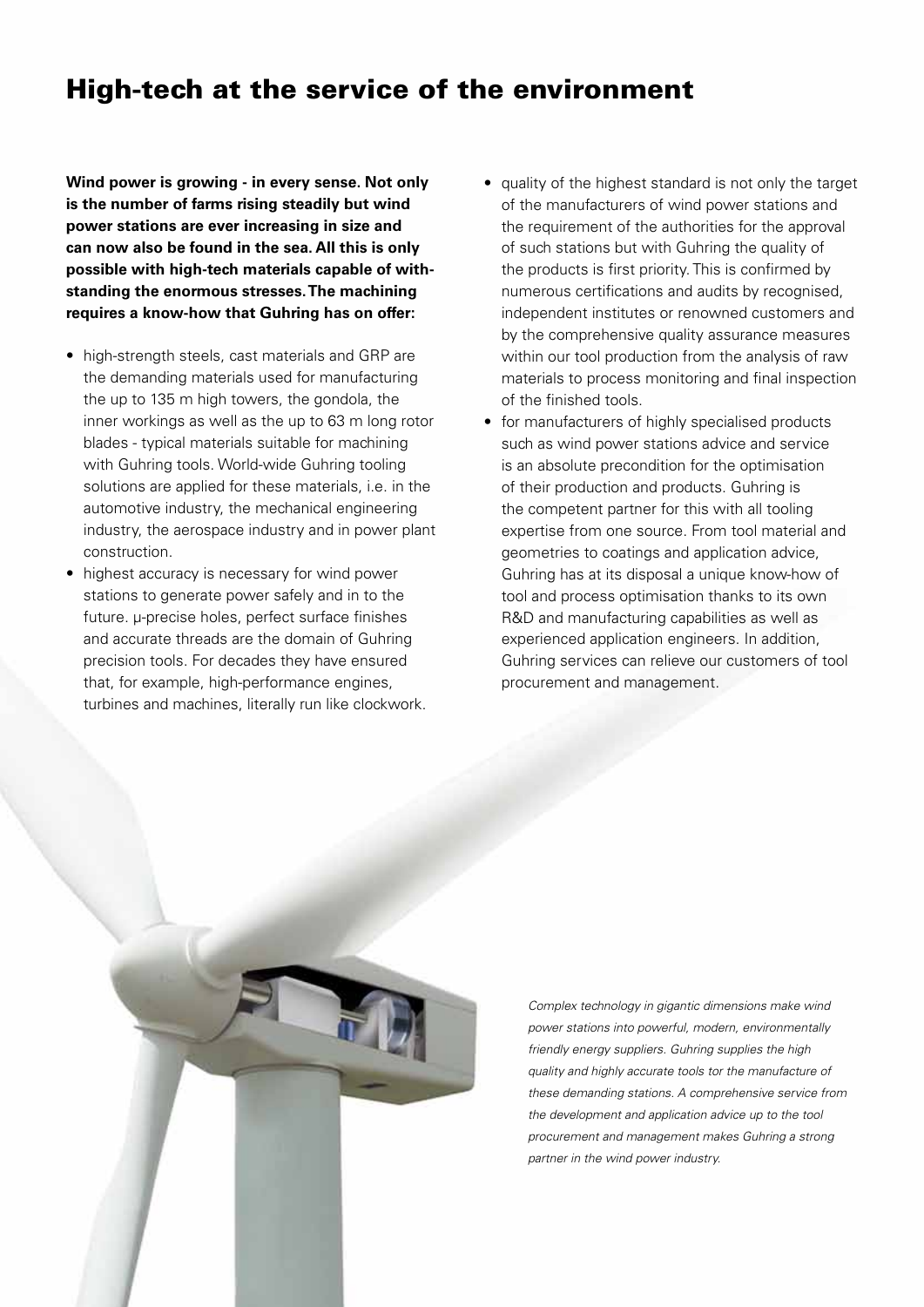# High-tech at the service of the environment

**Wind power is growing - in every sense. Not only is the number of farms rising steadily but wind power stations are ever increasing in size and can now also be found in the sea. All this is only possible with high-tech materials capable of withstanding the enormous stresses. The machining requires a know-how that Guhring has on offer:**

- high-strength steels, cast materials and GRP are the demanding materials used for manufacturing the up to 135 m high towers, the gondola, the inner workings as well as the up to 63 m long rotor blades - typical materials suitable for machining with Guhring tools. World-wide Guhring tooling solutions are applied for these materials, i.e. in the automotive industry, the mechanical engineering industry, the aerospace industry and in power plant construction.
- highest accuracy is necessary for wind power stations to generate power safely and in to the future. µ-precise holes, perfect surface finishes and accurate threads are the domain of Guhring precision tools. For decades they have ensured that, for example, high-performance engines, turbines and machines, literally run like clockwork.
- quality of the highest standard is not only the target of the manufacturers of wind power stations and the requirement of the authorities for the approval of such stations but with Guhring the quality of the products is first priority. This is confirmed by numerous certifications and audits by recognised, independent institutes or renowned customers and by the comprehensive quality assurance measures within our tool production from the analysis of raw materials to process monitoring and final inspection of the finished tools.
- for manufacturers of highly specialised products such as wind power stations advice and service is an absolute precondition for the optimisation of their production and products. Guhring is the competent partner for this with all tooling expertise from one source. From tool material and geometries to coatings and application advice, Guhring has at its disposal a unique know-how of tool and process optimisation thanks to its own R&D and manufacturing capabilities as well as experienced application engineers. In addition, Guhring services can relieve our customers of tool procurement and management.

*Complex technology in gigantic dimensions make wind power stations into powerful, modern, environmentally friendly energy suppliers. Guhring supplies the high quality and highly accurate tools tor the manufacture of these demanding stations. A comprehensive service from the development and application advice up to the tool procurement and management makes Guhring a strong partner in the wind power industry.*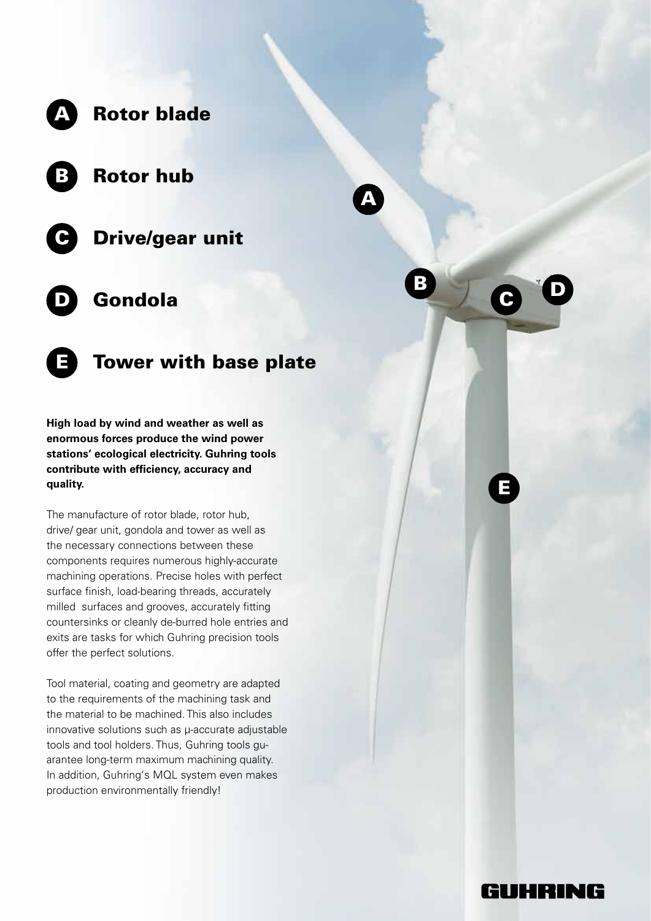**A** Rotor blade

**B** Rotor hub

**C** Drive/gear unit

**D** Gondola

**E** Tower with base plate

**High load by wind and weather as well as enormous forces produce the wind power stations' ecological electricity. Guhring tools contribute with efficiency, accuracy and quality.**

The manufacture of rotor blade, rotor hub, drive/ gear unit, gondola and tower as well as the necessary connections between these components requires numerous highly-accurate machining operations. Precise holes with perfect surface finish, load-bearing threads, accurately milled surfaces and grooves, accurately fitting countersinks or cleanly de-burred hole entries and exits are tasks for which Guhring precision tools offer the perfect solutions.

Tool material, coating and geometry are adapted to the requirements of the machining task and the material to be machined. This also includes innovative solutions such as μ-accurate adjustable tools and tool holders. Thus, Guhring tools guarantee long-term maximum machining quality. In addition, Guhring's MQL system even makes production environmentally friendly!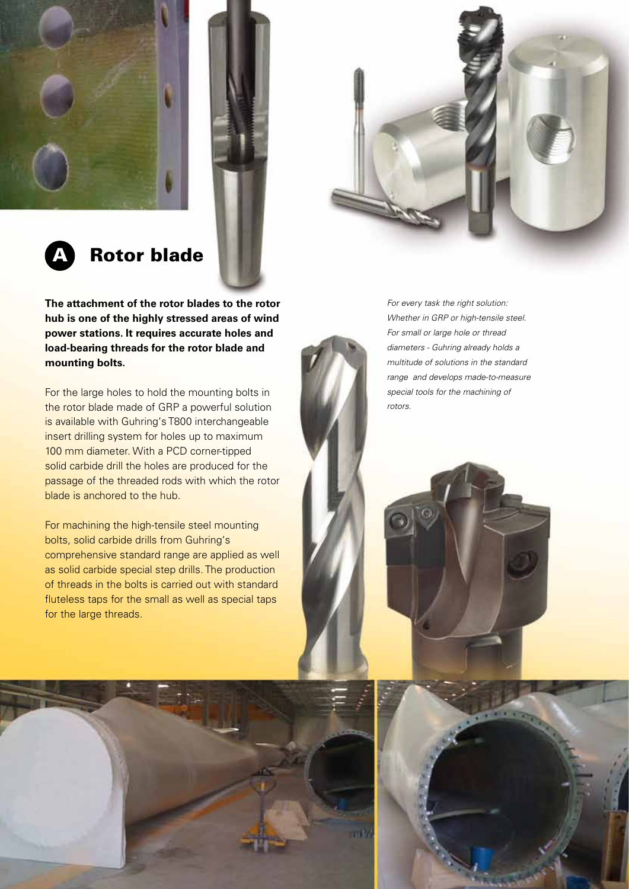## A Rotor blade

**The attachment of the rotor blades to the rotor hub is one of the highly stressed areas of wind power stations. It requires accurate holes and load-bearing threads for the rotor blade and mounting bolts.**

For the large holes to hold the mounting bolts in the rotor blade made of GRP a powerful solution is available with Guhring's T800 interchangeable insert drilling system for holes up to maximum 100 mm diameter. With a PCD corner-tipped solid carbide drill the holes are produced for the passage of the threaded rods with which the rotor blade is anchored to the hub.

For machining the high-tensile steel mounting bolts, solid carbide drills from Guhring's comprehensive standard range are applied as well as solid carbide special step drills. The production of threads in the bolts is carried out with standard fluteless taps for the small as well as special taps for the large threads.

*For every task the right solution: Whether in GRP or high-tensile steel. For small or large hole or thread diameters - Guhring already holds a multitude of solutions in the standard range and develops made-to-measure special tools for the machining of rotors.*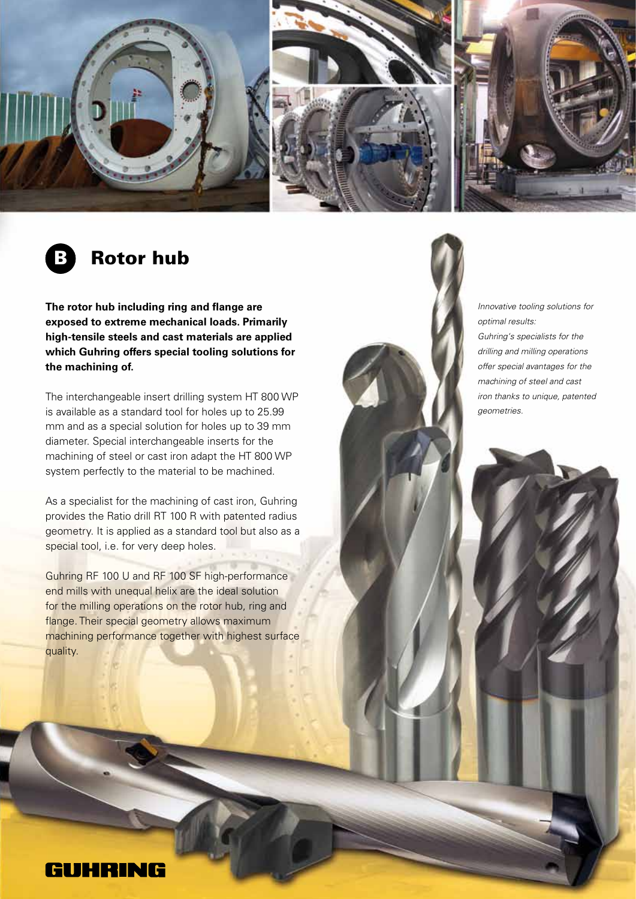## B Rotor hub

**The rotor hub including ring and flange are exposed to extreme mechanical loads. Primarily high-tensile steels and cast materials are applied which Guhring offers special tooling solutions for the machining of.**

The interchangeable insert drilling system HT 800 WP is available as a standard tool for holes up to 25.99 mm and as a special solution for holes up to 39 mm diameter. Special interchangeable inserts for the machining of steel or cast iron adapt the HT 800 WP system perfectly to the material to be machined.

As a specialist for the machining of cast iron, Guhring provides the Ratio drill RT 100 R with patented radius geometry. It is applied as a standard tool but also as a special tool, i.e. for very deep holes.

Guhring RF 100 U and RF 100 SF high-performance end mills with unequal helix are the ideal solution for the milling operations on the rotor hub, ring and flange. Their special geometry allows maximum machining performance together with highest surface quality.

*Innovative tooling solutions for optimal results: Guhring's specialists for the drilling and milling operations offer special avantages for the machining of steel and cast iron thanks to unique, patented geometries.*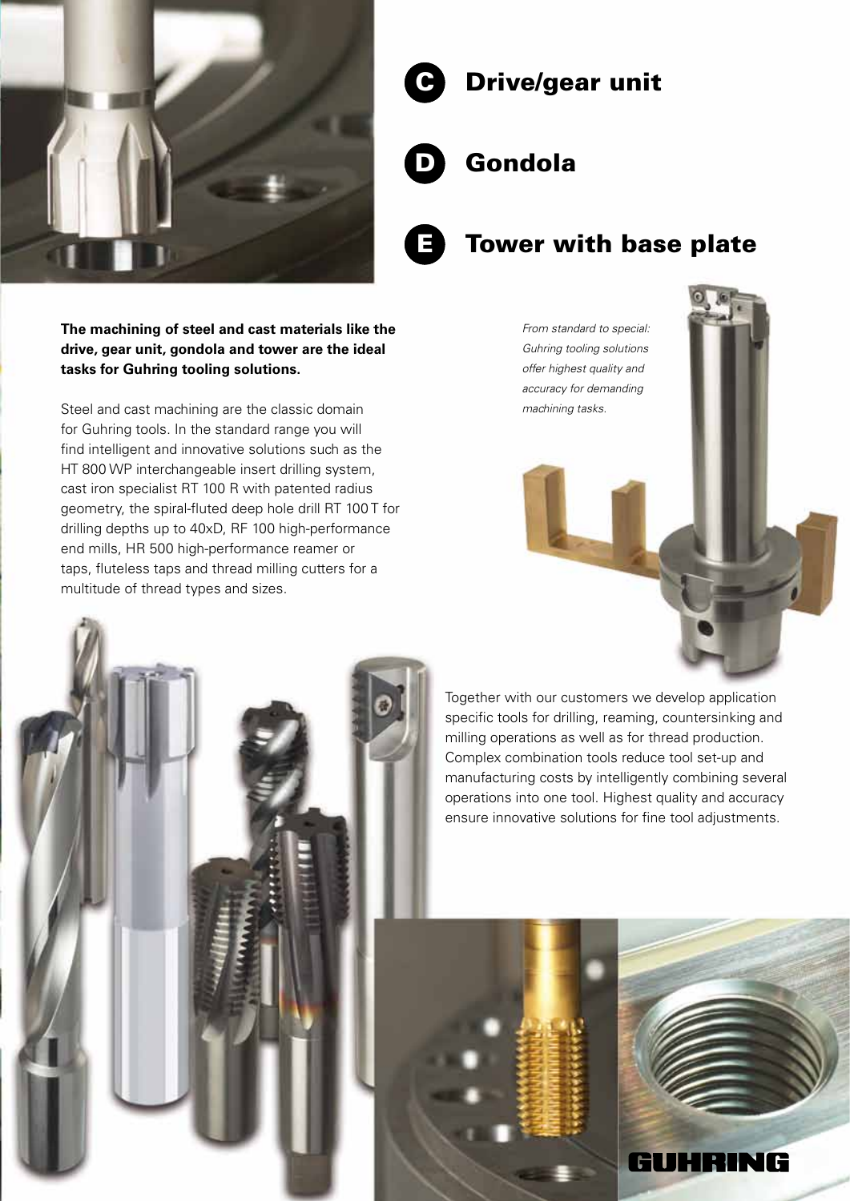## C Drive/gear unit

## D Gondola

## E Tower with base plate

**The machining of steel and cast materials like the drive, gear unit, gondola and tower are the ideal tasks for Guhring tooling solutions.**

Steel and cast machining are the classic domain for Guhring tools. In the standard range you will find intelligent and innovative solutions such as the HT 800 WP interchangeable insert drilling system, cast iron specialist RT 100 R with patented radius geometry, the spiral-fluted deep hole drill RT 100 T for drilling depths up to 40xD, RF 100 high-performance end mills, HR 500 high-performance reamer or taps, fluteless taps and thread milling cutters for a multitude of thread types and sizes.

*From standard to special: Guhring tooling solutions offer highest quality and accuracy for demanding machining tasks.*

Together with our customers we develop application specific tools for drilling, reaming, countersinking and milling operations as well as for thread production. Complex combination tools reduce tool set-up and manufacturing costs by intelligently combining several operations into one tool. Highest quality and accuracy ensure innovative solutions for fine tool adjustments.

GUHRING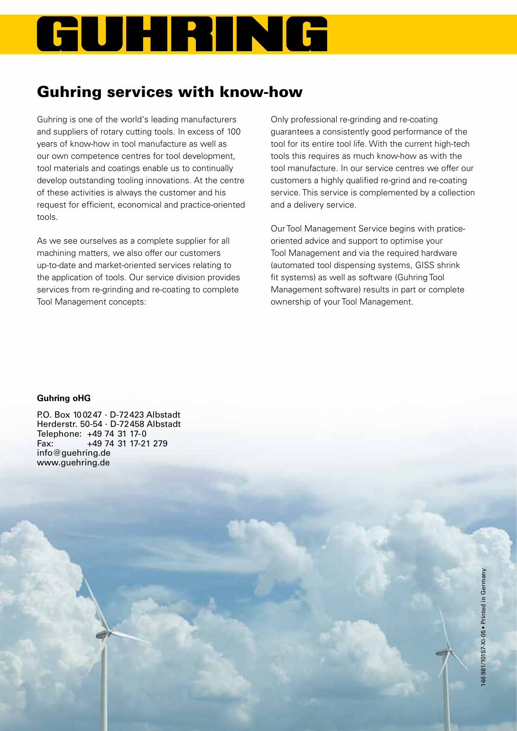# GUHRING

## Guhring services with know-how

Guhring is one of the world's leading manufacturers and suppliers of rotary cutting tools. In excess of 100 years of know-how in tool manufacture as well as our own competence centres for tool development, tool materials and coatings enable us to continually develop outstanding tooling innovations. At the centre of these activities is always the customer and his request for efficient, economical and practice-oriented tools.

As we see ourselves as a complete supplier for all machining matters, we also offer our customers up-to-date and market-oriented services relating to the application of tools. Our service division provides services from re-grinding and re-coating to complete Tool Management concepts:

Only professional re-grinding and re-coating guarantees a consistently good performance of the tool for its entire tool life. With the current high-tech tools this requires as much know-how as with the tool manufacture. In our service centres we offer our customers a highly qualified re-grind and re-coating service. This service is complemented by a collection and a delivery service.

Our Tool Management Service begins with pratice-oriented advice and support to optimise your Tool Management and via the required hardware (automated tool dispensing systems, GISS shrink fit systems) as well as software (Guhring Tool Management software) results in part or complete ownership of your Tool Management.

**Guhring oHG**

P.O. Box 10 02 47 · D-72 423 Albstadt
Herderstr. 50-54 · D-72 458 Albstadt
Telephone: +49 74 31 17-0
Fax: +49 74 31 17-21 279
info@guehring.de
www.guehring.de

146 981/10157-XI-05 • Printed in Germany